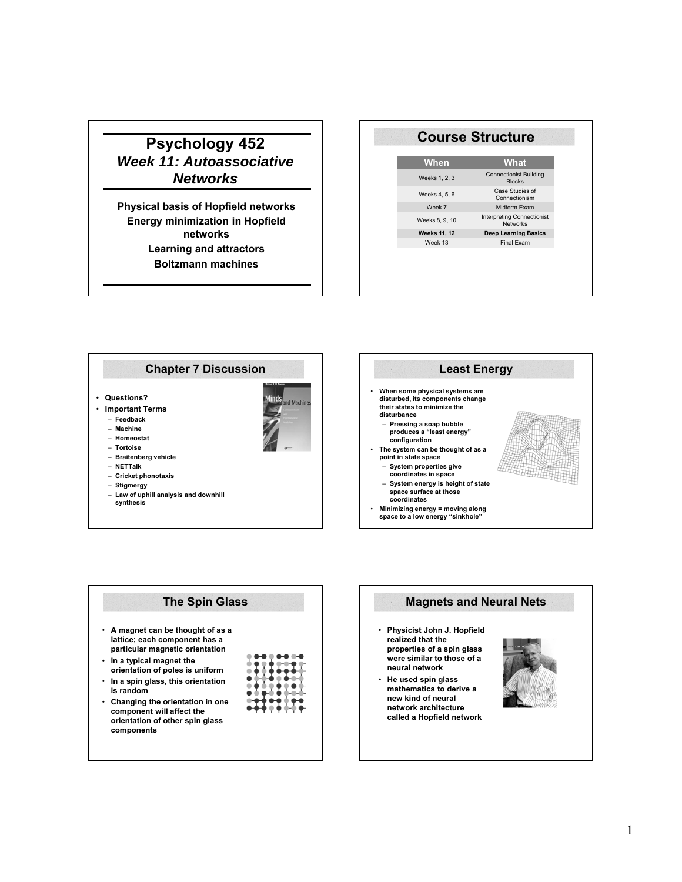# Psychology 452

## *Week 11: Autoassociative Networks*

**Physical basis of Hopfield networks**

**Energy minimization in Hopfield networks**

**Learning and attractors**

**Boltzmann machines**

## Course Structure

| When | What |
|---|---|
| Weeks 1, 2, 3 | Connectionist Building Blocks |
| Weeks 4, 5, 6 | Case Studies of Connectionism |
| Week 7 | Midterm Exam |
| Weeks 8, 9, 10 | Interpreting Connectionist Networks |
| **Weeks 11, 12** | **Deep Learning Basics** |
| Week 13 | Final Exam |

## Chapter 7 Discussion

- **Questions?**
- **Important Terms**
  - **Feedback**
  - **Machine**
  - **Homeostat**
  - **Tortoise**
  - **Braitenberg vehicle**
  - **NETTalk**
  - **Cricket phonotaxis**
  - **Stigmergy**
  - **Law of uphill analysis and downhill synthesis**

## Least Energy

- **When some physical systems are disturbed, its components change their states to minimize the disturbance**
  - **Pressing a soap bubble produces a "least energy" configuration**
- **The system can be thought of as a point in state space**
  - **System properties give coordinates in space**
  - **System energy is height of state space surface at those coordinates**
- **Minimizing energy = moving along space to a low energy "sinkhole"**

## The Spin Glass

- **A magnet can be thought of as a lattice; each component has a particular magnetic orientation**
- **In a typical magnet the orientation of poles is uniform**
- **In a spin glass, this orientation is random**
- **Changing the orientation in one component will affect the orientation of other spin glass components**

## Magnets and Neural Nets

- **Physicist John J. Hopfield realized that the properties of a spin glass were similar to those of a neural network**
- **He used spin glass mathematics to derive a new kind of neural network architecture called a Hopfield network**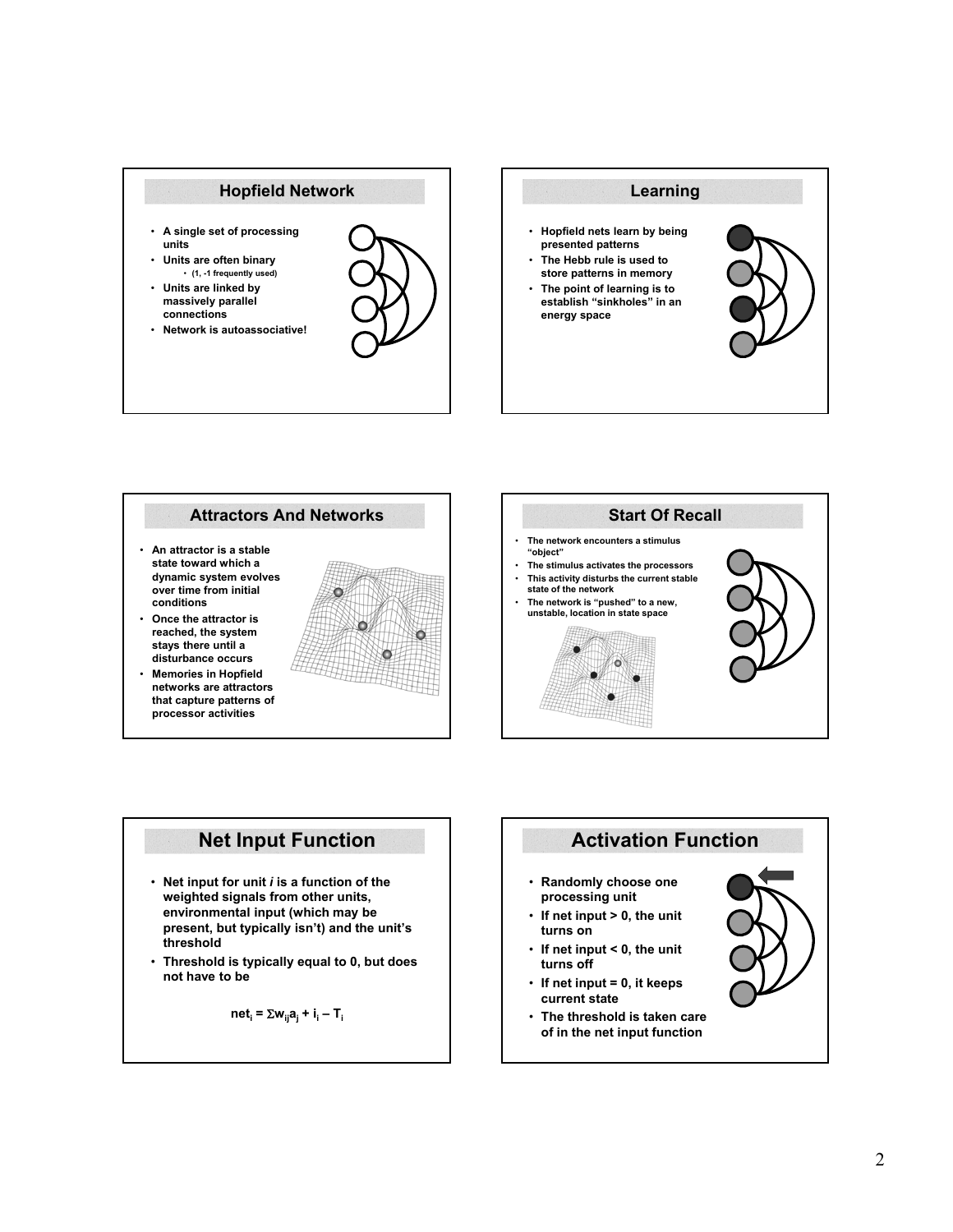## Hopfield Network

- A single set of processing units
- Units are often binary
  - (1, -1 frequently used)
- Units are linked by massively parallel connections
- Network is autoassociative!

## Learning

- Hopfield nets learn by being presented patterns
- The Hebb rule is used to store patterns in memory
- The point of learning is to establish "sinkholes" in an energy space

## Attractors And Networks

- An attractor is a stable state toward which a dynamic system evolves over time from initial conditions
- Once the attractor is reached, the system stays there until a disturbance occurs
- Memories in Hopfield networks are attractors that capture patterns of processor activities

## Start Of Recall

- The network encounters a stimulus "object"
- The stimulus activates the processors
- This activity disturbs the current stable state of the network
- The network is "pushed" to a new, unstable, location in state space

## Net Input Function

- Net input for unit *i* is a function of the weighted signals from other units, environmental input (which may be present, but typically isn't) and the unit's threshold
- Threshold is typically equal to 0, but does not have to be

$$net_i = \Sigma w_{ij} a_j + i_i - T_i$$

## Activation Function

- Randomly choose one processing unit
- If net input > 0, the unit turns on
- If net input < 0, the unit turns off
- If net input = 0, it keeps current state
- The threshold is taken care of in the net input function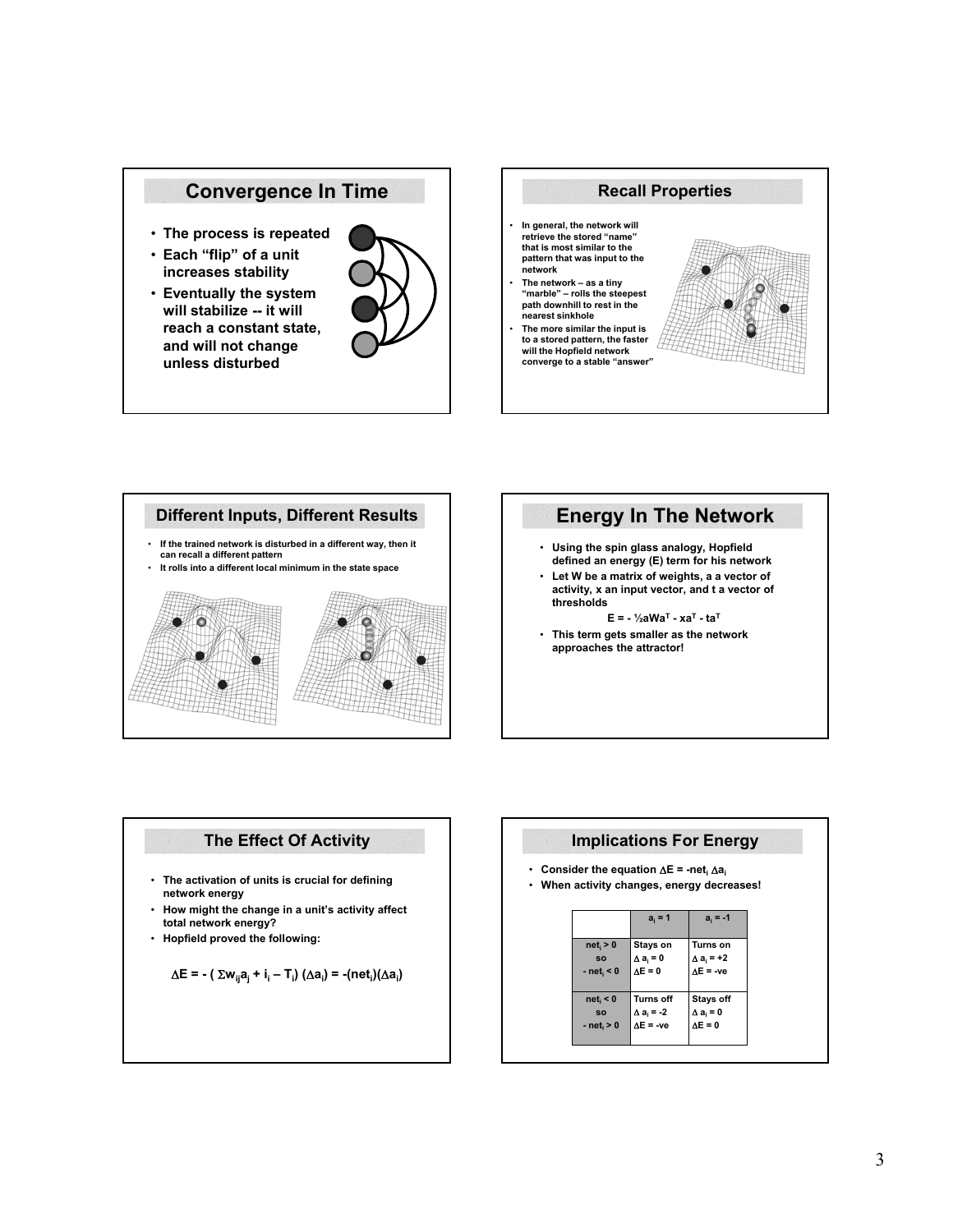## Convergence In Time

- The process is repeated
- Each "flip" of a unit increases stability
- Eventually the system will stabilize -- it will reach a constant state, and will not change unless disturbed

## Recall Properties

- In general, the network will retrieve the stored "name" that is most similar to the pattern that was input to the network
- The network – as a tiny "marble" – rolls the steepest path downhill to rest in the nearest sinkhole
- The more similar the input is to a stored pattern, the faster will the Hopfield network converge to a stable "answer"

## Different Inputs, Different Results

- If the trained network is disturbed in a different way, then it can recall a different pattern
- It rolls into a different local minimum in the state space

## Energy In The Network

- Using the spin glass analogy, Hopfield defined an energy (E) term for his network
- Let W be a matrix of weights, a a vector of activity, x an input vector, and t a vector of thresholds

$$E = -\tfrac{1}{2}aWa^T - xa^T - ta^T$$

- This term gets smaller as the network approaches the attractor!

## The Effect Of Activity

- The activation of units is crucial for defining network energy
- How might the change in a unit's activity affect total network energy?
- Hopfield proved the following:

$$\Delta E = -\left( \Sigma w_{ij}a_j + i_i - T_i \right)(\Delta a_i) = -(net_i)(\Delta a_i)$$

## Implications For Energy

- Consider the equation $\Delta E = -net_i \, \Delta a_i$
- When activity changes, energy decreases!

| | $a_i = 1$ | $a_i = -1$ |
|---|---|---|
| $net_i > 0$ so $-net_i < 0$ | Stays on $\Delta a_i = 0$ $\Delta E = 0$ | Turns on $\Delta a_i = +2$ $\Delta E = -ve$ |
| $net_i < 0$ so $-net_i > 0$ | Turns off $\Delta a_i = -2$ $\Delta E = -ve$ | Stays off $\Delta a_i = 0$ $\Delta E = 0$ |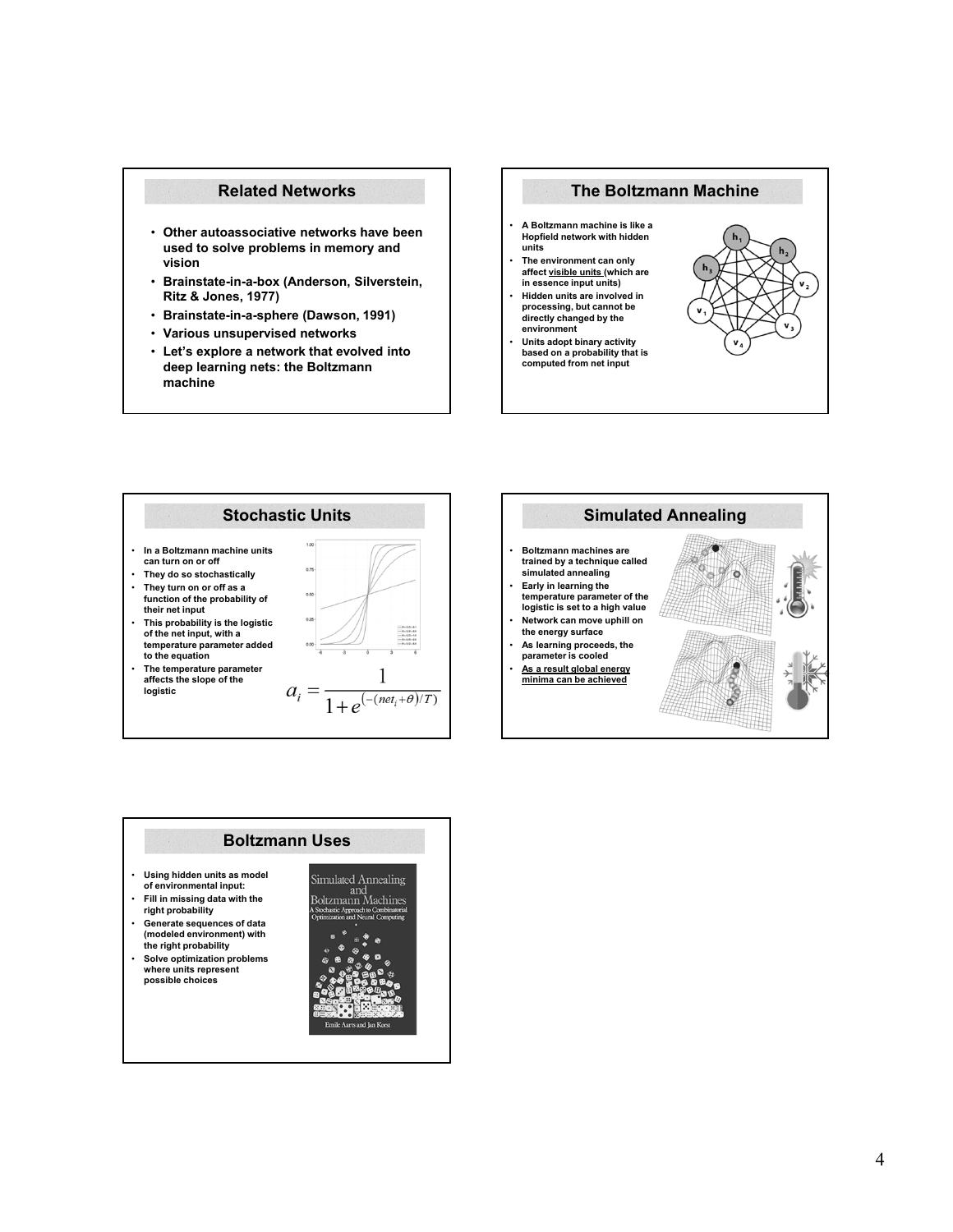## Related Networks

- Other autoassociative networks have been used to solve problems in memory and vision
- Brainstate-in-a-box (Anderson, Silverstein, Ritz & Jones, 1977)
- Brainstate-in-a-sphere (Dawson, 1991)
- Various unsupervised networks
- Let's explore a network that evolved into deep learning nets: the Boltzmann machine

## The Boltzmann Machine

- A Boltzmann machine is like a Hopfield network with hidden units
- The environment can only affect visible units (which are in essence input units)
- Hidden units are involved in processing, but cannot be directly changed by the environment
- Units adopt binary activity based on a probability that is computed from net input

## Stochastic Units

- In a Boltzmann machine units can turn on or off
- They do so stochastically
- They turn on or off as a function of the probability of their net input
- This probability is the logistic of the net input, with a temperature parameter added to the equation
- The temperature parameter affects the slope of the logistic

$$a_i = \frac{1}{1+e^{\left(-(net_i+\theta)/T\right)}}$$

## Simulated Annealing

- Boltzmann machines are trained by a technique called simulated annealing
- Early in learning the temperature parameter of the logistic is set to a high value
- Network can move uphill on the energy surface
- As learning proceeds, the parameter is cooled
- As a result global energy minima can be achieved

## Boltzmann Uses

- Using hidden units as model of environmental input:
- Fill in missing data with the right probability
- Generate sequences of data (modeled environment) with the right probability
- Solve optimization problems where units represent possible choices